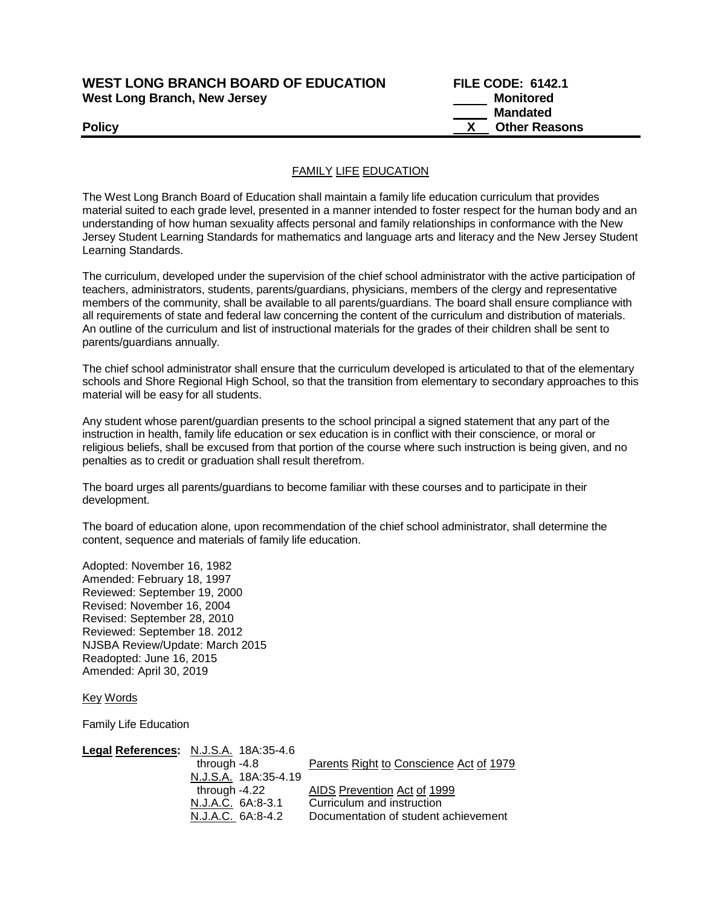**WEST LONG BRANCH BOARD OF EDUCATION** **FILE CODE: 6142.1**
**West Long Branch, New Jersey**

| | |
|---|---|
| ____ | **Monitored** |
| ____ | **Mandated** |
| **X** | **Other Reasons** |

**Policy**

---

## FAMILY LIFE EDUCATION

The West Long Branch Board of Education shall maintain a family life education curriculum that provides material suited to each grade level, presented in a manner intended to foster respect for the human body and an understanding of how human sexuality affects personal and family relationships in conformance with the New Jersey Student Learning Standards for mathematics and language arts and literacy and the New Jersey Student Learning Standards.

The curriculum, developed under the supervision of the chief school administrator with the active participation of teachers, administrators, students, parents/guardians, physicians, members of the clergy and representative members of the community, shall be available to all parents/guardians. The board shall ensure compliance with all requirements of state and federal law concerning the content of the curriculum and distribution of materials. An outline of the curriculum and list of instructional materials for the grades of their children shall be sent to parents/guardians annually.

The chief school administrator shall ensure that the curriculum developed is articulated to that of the elementary schools and Shore Regional High School, so that the transition from elementary to secondary approaches to this material will be easy for all students.

Any student whose parent/guardian presents to the school principal a signed statement that any part of the instruction in health, family life education or sex education is in conflict with their conscience, or moral or religious beliefs, shall be excused from that portion of the course where such instruction is being given, and no penalties as to credit or graduation shall result therefrom.

The board urges all parents/guardians to become familiar with these courses and to participate in their development.

The board of education alone, upon recommendation of the chief school administrator, shall determine the content, sequence and materials of family life education.

Adopted: November 16, 1982
Amended: February 18, 1997
Reviewed: September 19, 2000
Revised: November 16, 2004
Revised: September 28, 2010
Reviewed: September 18. 2012
NJSBA Review/Update: March 2015
Readopted: June 16, 2015
Amended: April 30, 2019

Key Words

Family Life Education

| **Legal References:** | | |
|---|---|---|
| | N.J.S.A. 18A:35-4.6 through -4.8 | Parents Right to Conscience Act of 1979 |
| | N.J.S.A. 18A:35-4.19 through -4.22 | AIDS Prevention Act of 1999 |
| | N.J.A.C. 6A:8-3.1 | Curriculum and instruction |
| | N.J.A.C. 6A:8-4.2 | Documentation of student achievement |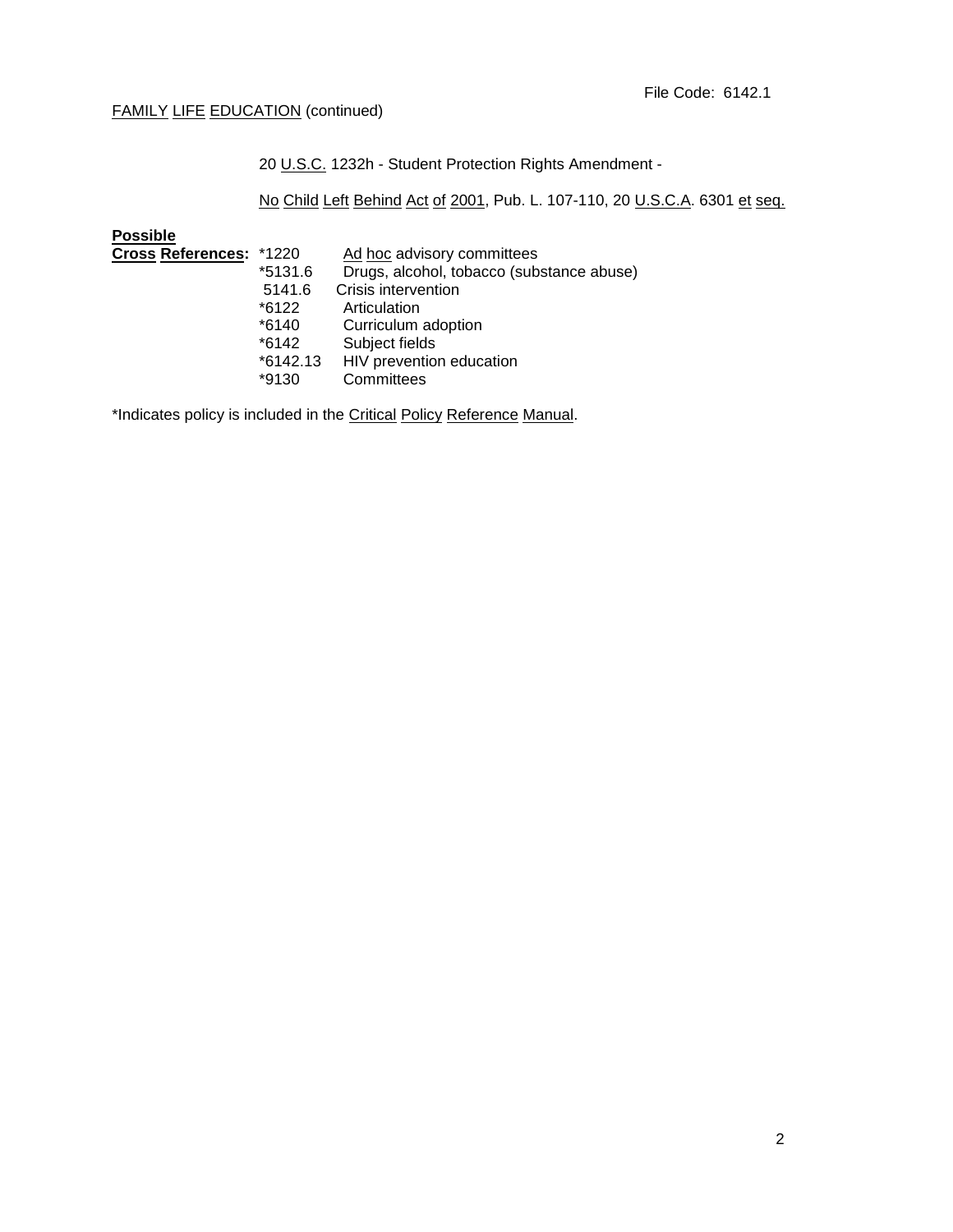File Code: 6142.1

FAMILY LIFE EDUCATION (continued)

20 U.S.C. 1232h - Student Protection Rights Amendment -

No Child Left Behind Act of 2001, Pub. L. 107-110, 20 U.S.C.A. 6301 et seq.

**Possible Cross References:**

| | |
|---|---|
| *1220 | Ad hoc advisory committees |
| *5131.6 | Drugs, alcohol, tobacco (substance abuse) |
| 5141.6 | Crisis intervention |
| *6122 | Articulation |
| *6140 | Curriculum adoption |
| *6142 | Subject fields |
| *6142.13 | HIV prevention education |
| *9130 | Committees |

*Indicates policy is included in the Critical Policy Reference Manual.